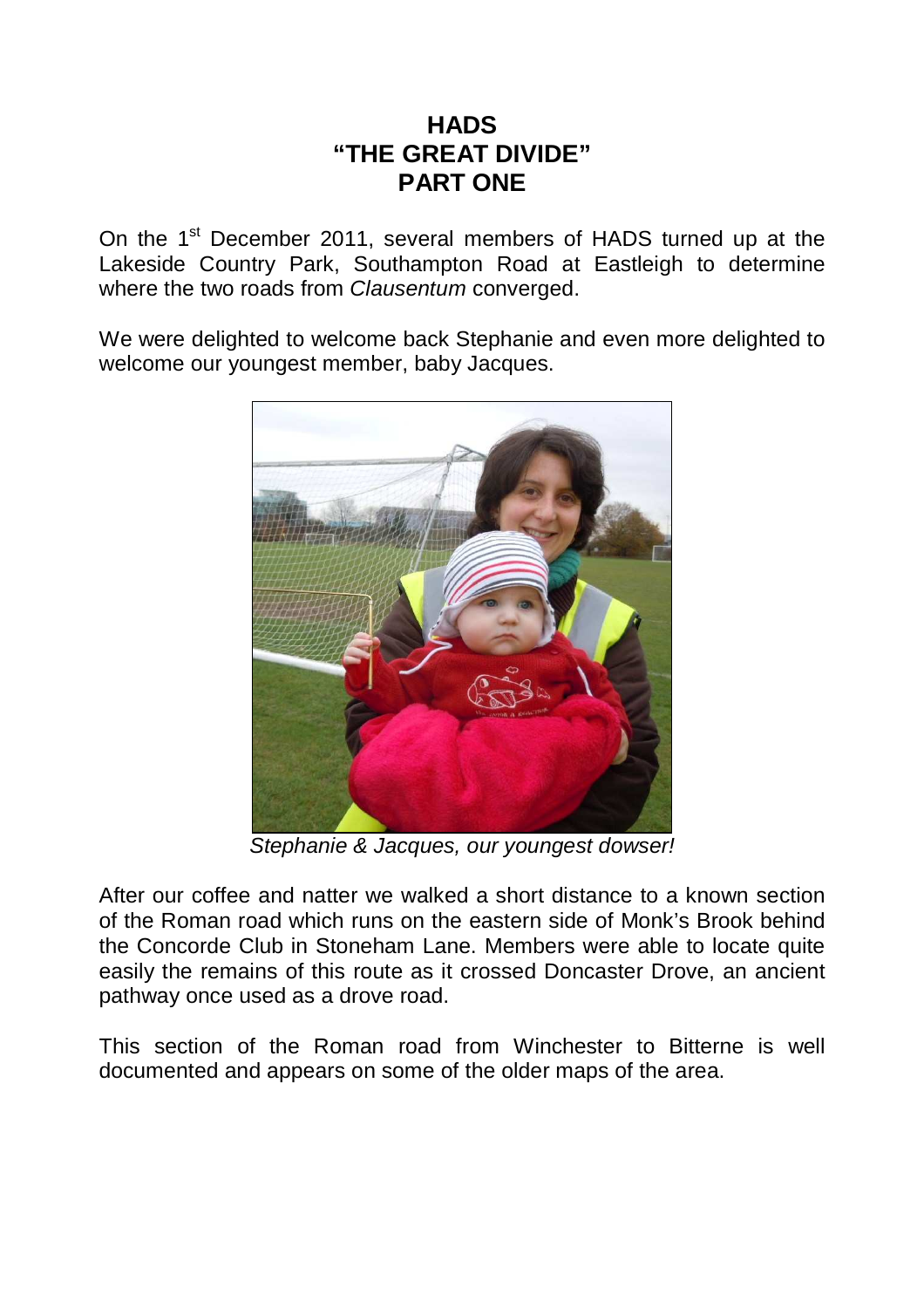# HADS
# "THE GREAT DIVIDE"
# PART ONE

On the 1st December 2011, several members of HADS turned up at the Lakeside Country Park, Southampton Road at Eastleigh to determine where the two roads from *Clausentum* converged.

We were delighted to welcome back Stephanie and even more delighted to welcome our youngest member, baby Jacques.

*Stephanie & Jacques, our youngest dowser!*

After our coffee and natter we walked a short distance to a known section of the Roman road which runs on the eastern side of Monk's Brook behind the Concorde Club in Stoneham Lane. Members were able to locate quite easily the remains of this route as it crossed Doncaster Drove, an ancient pathway once used as a drove road.

This section of the Roman road from Winchester to Bitterne is well documented and appears on some of the older maps of the area.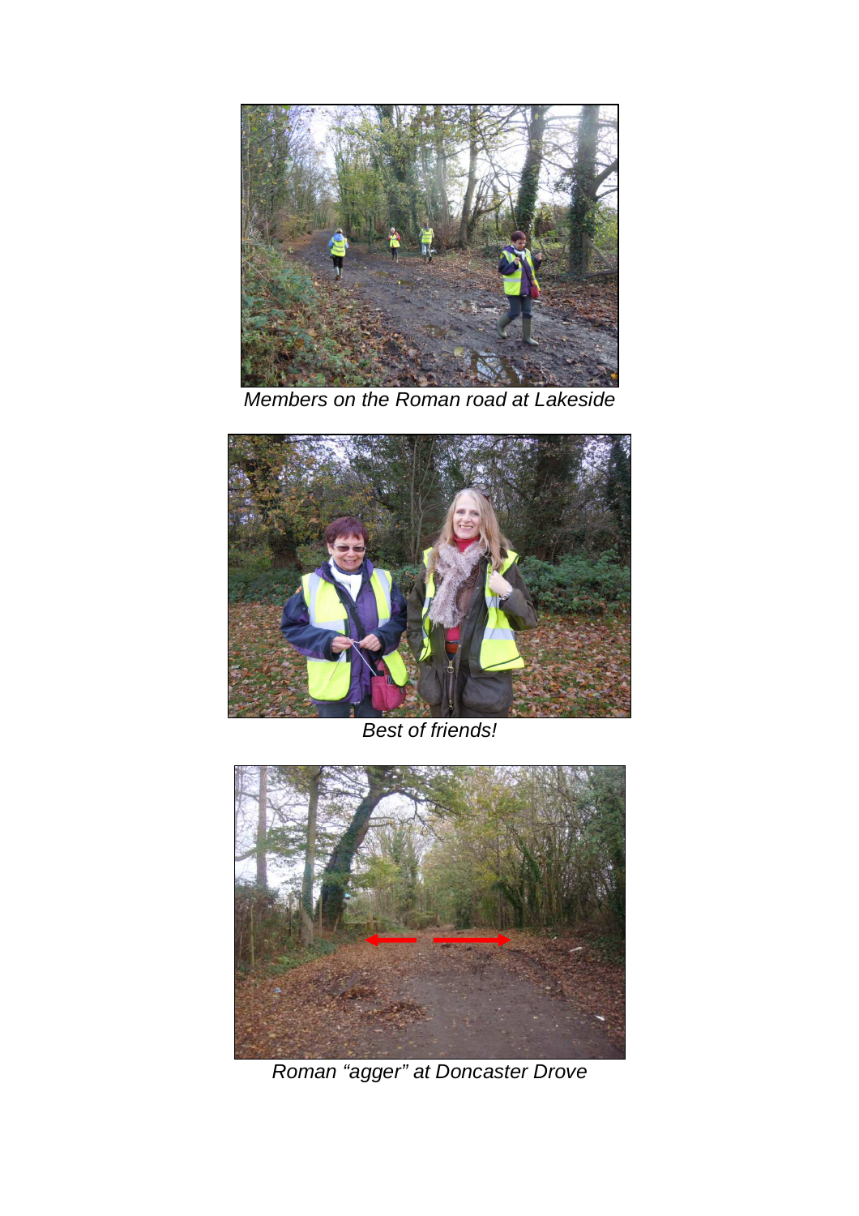*Members on the Roman road at Lakeside*

*Best of friends!*

*Roman “agger” at Doncaster Drove*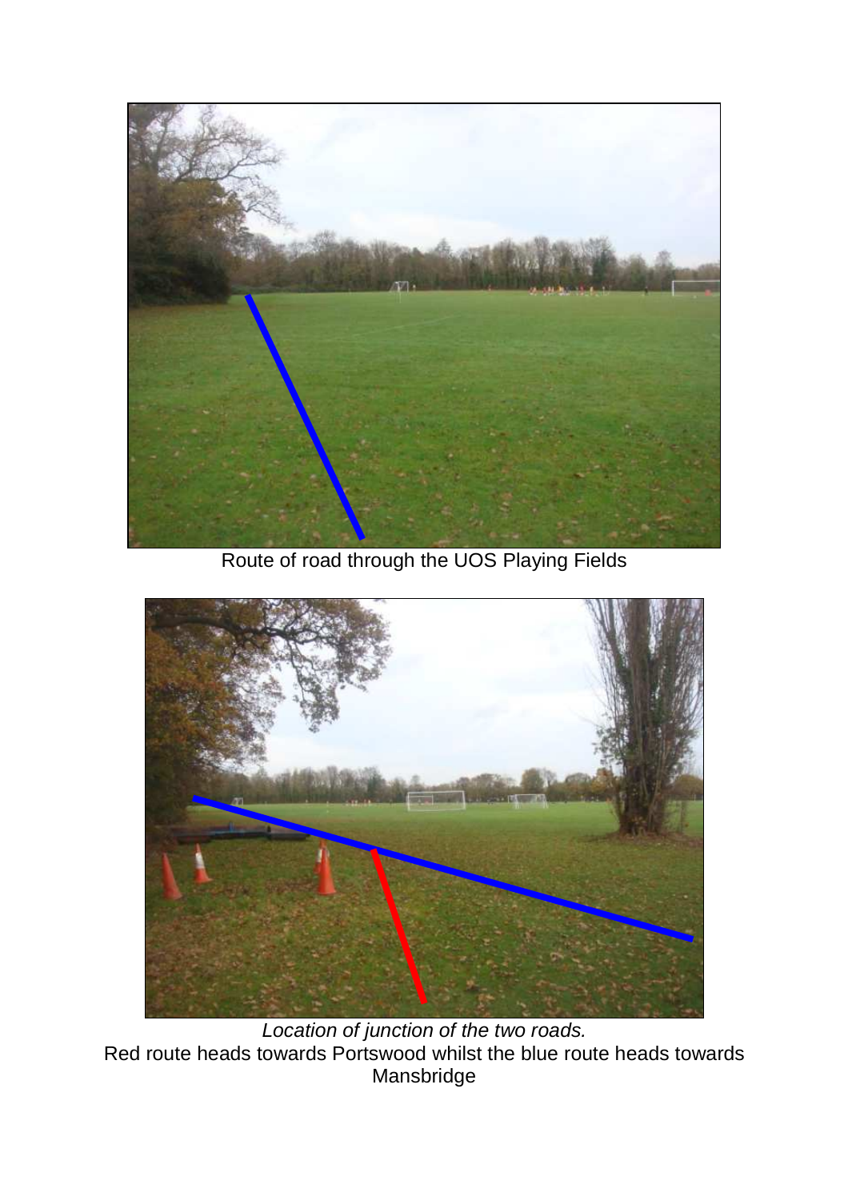Route of road through the UOS Playing Fields

*Location of junction of the two roads.*

Red route heads towards Portswood whilst the blue route heads towards Mansbridge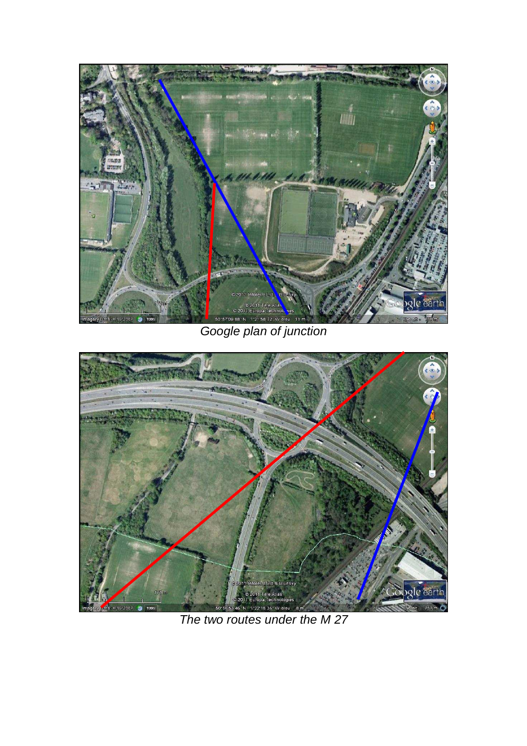*Google plan of junction*

*The two routes under the M 27*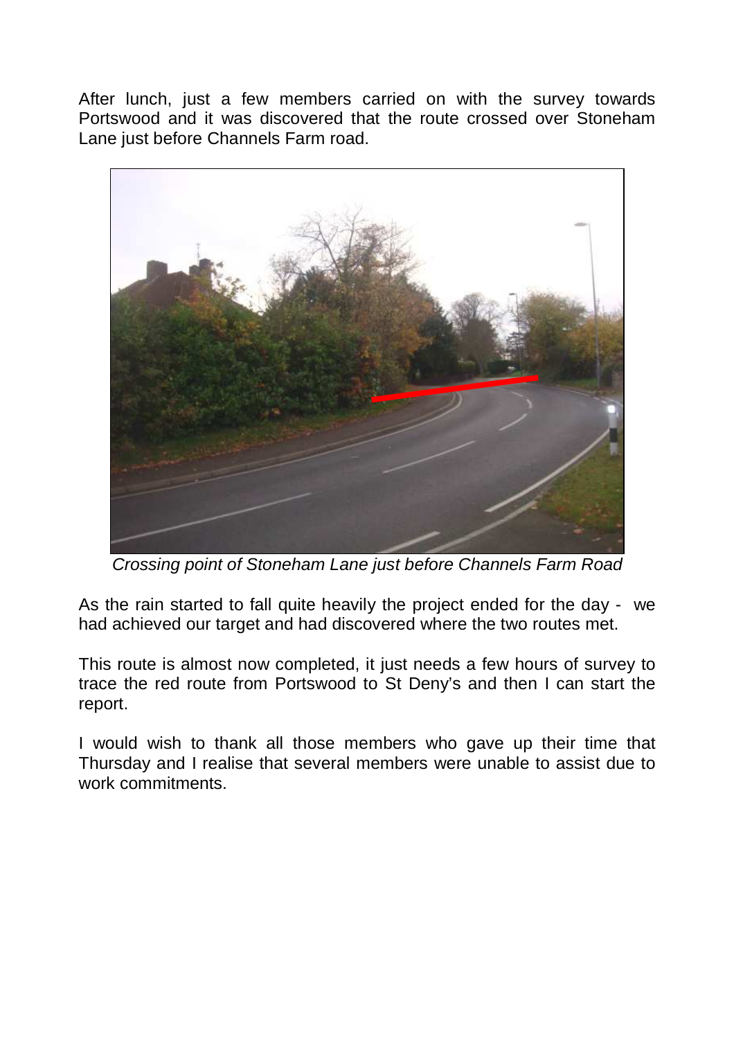After lunch, just a few members carried on with the survey towards Portswood and it was discovered that the route crossed over Stoneham Lane just before Channels Farm road.

*Crossing point of Stoneham Lane just before Channels Farm Road*

As the rain started to fall quite heavily the project ended for the day - we had achieved our target and had discovered where the two routes met.

This route is almost now completed, it just needs a few hours of survey to trace the red route from Portswood to St Deny's and then I can start the report.

I would wish to thank all those members who gave up their time that Thursday and I realise that several members were unable to assist due to work commitments.